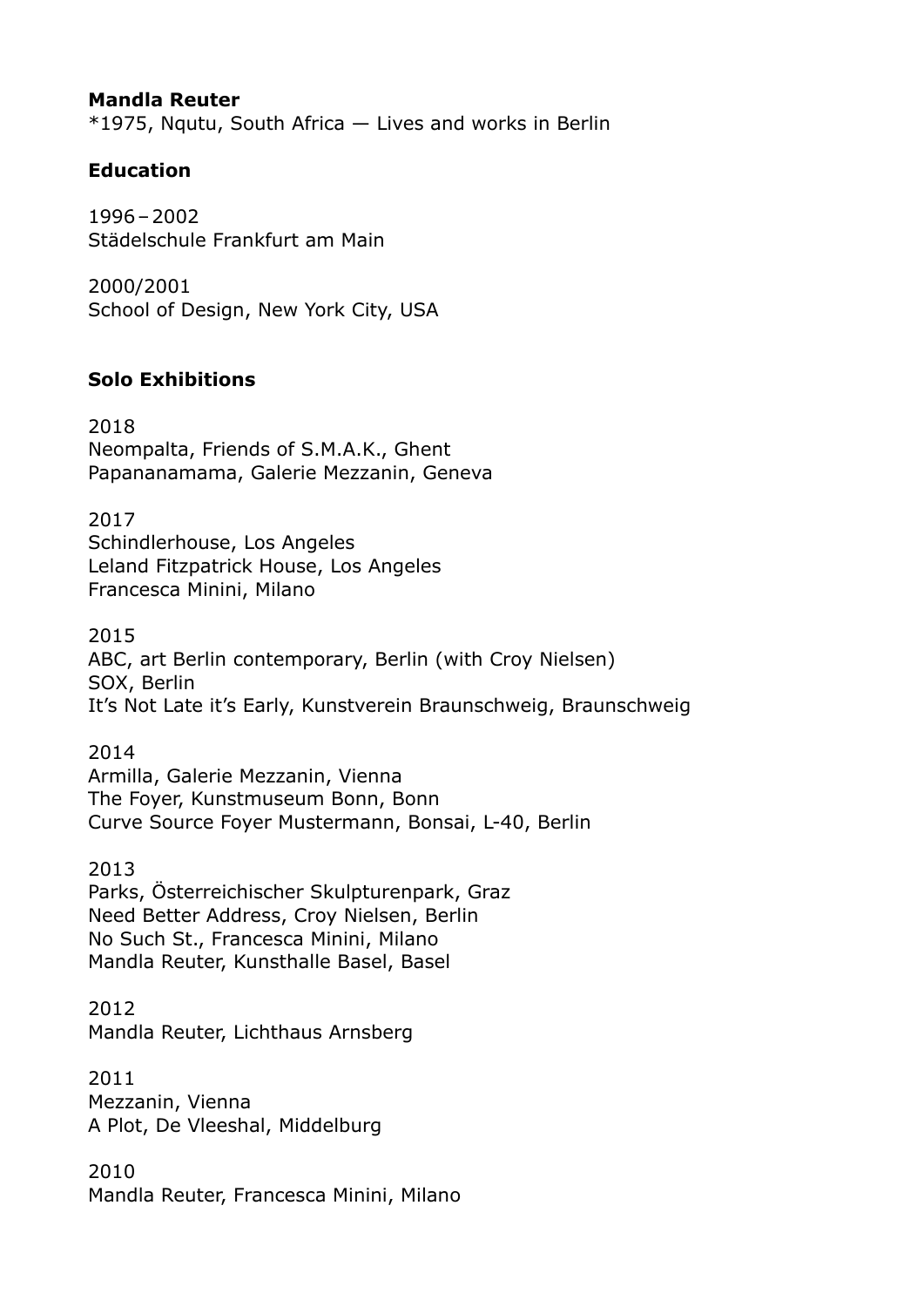**Mandla Reuter**
*1975, Nqutu, South Africa — Lives and works in Berlin

**Education**

1996 – 2002
Städelschule Frankfurt am Main

2000/2001
School of Design, New York City, USA

**Solo Exhibitions**

2018
Neompalta, Friends of S.M.A.K., Ghent
Papananamama, Galerie Mezzanin, Geneva

2017
Schindlerhouse, Los Angeles
Leland Fitzpatrick House, Los Angeles
Francesca Minini, Milano

2015
ABC, art Berlin contemporary, Berlin (with Croy Nielsen)
SOX, Berlin
It's Not Late it's Early, Kunstverein Braunschweig, Braunschweig

2014
Armilla, Galerie Mezzanin, Vienna
The Foyer, Kunstmuseum Bonn, Bonn
Curve Source Foyer Mustermann, Bonsai, L-40, Berlin

2013
Parks, Österreichischer Skulpturenpark, Graz
Need Better Address, Croy Nielsen, Berlin
No Such St., Francesca Minini, Milano
Mandla Reuter, Kunsthalle Basel, Basel

2012
Mandla Reuter, Lichthaus Arnsberg

2011
Mezzanin, Vienna
A Plot, De Vleeshal, Middelburg

2010
Mandla Reuter, Francesca Minini, Milano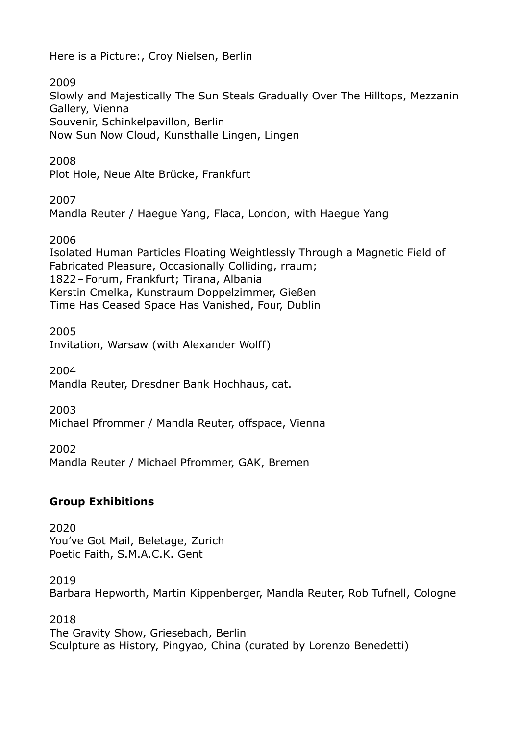Here is a Picture:, Croy Nielsen, Berlin

2009
Slowly and Majestically The Sun Steals Gradually Over The Hilltops, Mezzanin Gallery, Vienna
Souvenir, Schinkelpavillon, Berlin
Now Sun Now Cloud, Kunsthalle Lingen, Lingen

2008
Plot Hole, Neue Alte Brücke, Frankfurt

2007
Mandla Reuter / Haegue Yang, Flaca, London, with Haegue Yang

2006
Isolated Human Particles Floating Weightlessly Through a Magnetic Field of Fabricated Pleasure, Occasionally Colliding, rraum;
1822 – Forum, Frankfurt; Tirana, Albania
Kerstin Cmelka, Kunstraum Doppelzimmer, Gießen
Time Has Ceased Space Has Vanished, Four, Dublin

2005
Invitation, Warsaw (with Alexander Wolff)

2004
Mandla Reuter, Dresdner Bank Hochhaus, cat.

2003
Michael Pfrommer / Mandla Reuter, offspace, Vienna

2002
Mandla Reuter / Michael Pfrommer, GAK, Bremen

**Group Exhibitions**

2020
You've Got Mail, Beletage, Zurich
Poetic Faith, S.M.A.C.K. Gent

2019
Barbara Hepworth, Martin Kippenberger, Mandla Reuter, Rob Tufnell, Cologne

2018
The Gravity Show, Griesebach, Berlin
Sculpture as History, Pingyao, China (curated by Lorenzo Benedetti)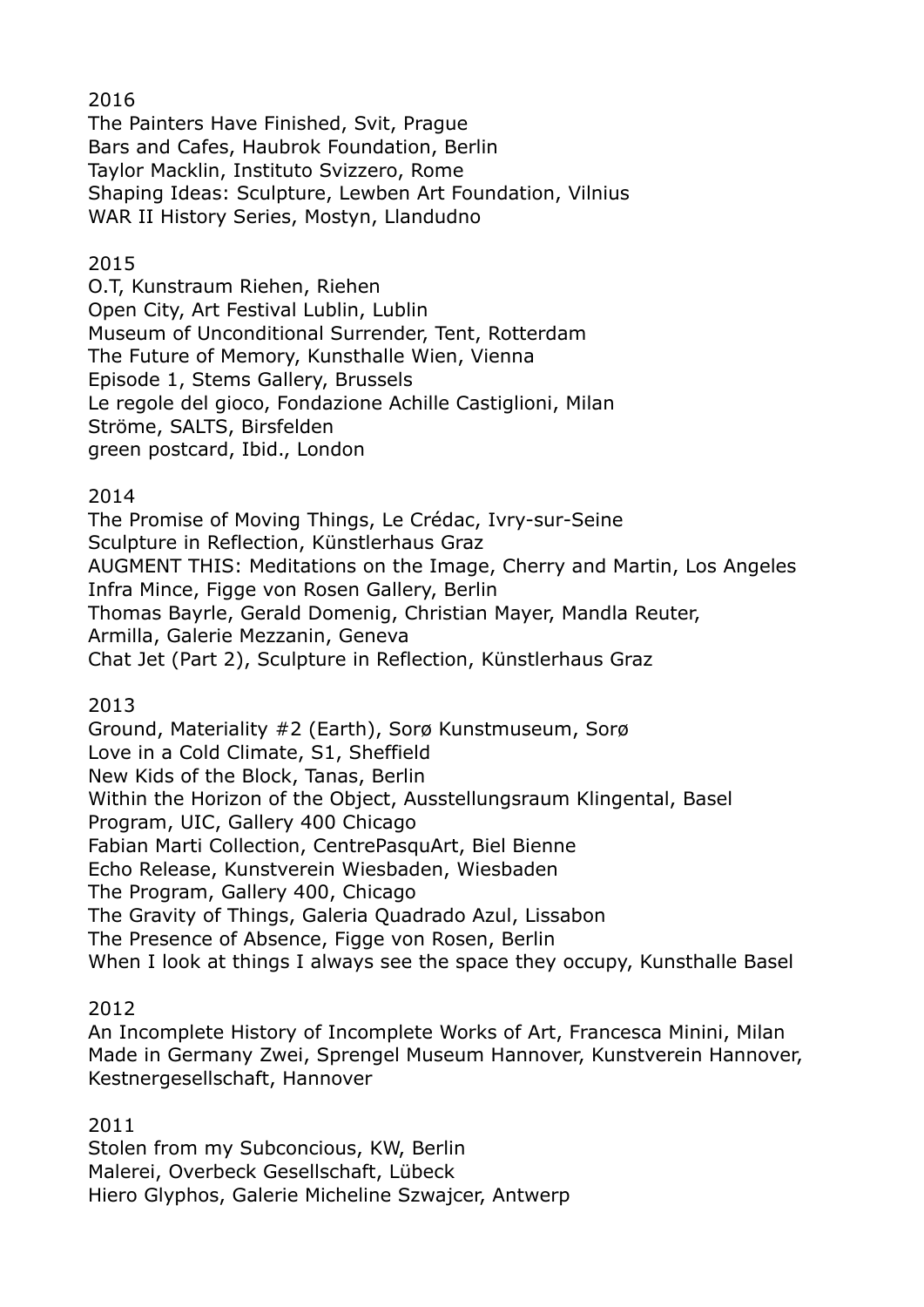2016

The Painters Have Finished, Svit, Prague
Bars and Cafes, Haubrok Foundation, Berlin
Taylor Macklin, Instituto Svizzero, Rome
Shaping Ideas: Sculpture, Lewben Art Foundation, Vilnius
WAR II History Series, Mostyn, Llandudno

2015

O.T, Kunstraum Riehen, Riehen
Open City, Art Festival Lublin, Lublin
Museum of Unconditional Surrender, Tent, Rotterdam
The Future of Memory, Kunsthalle Wien, Vienna
Episode 1, Stems Gallery, Brussels
Le regole del gioco, Fondazione Achille Castiglioni, Milan
Ströme, SALTS, Birsfelden
green postcard, Ibid., London

2014

The Promise of Moving Things, Le Crédac, Ivry-sur-Seine
Sculpture in Reflection, Künstlerhaus Graz
AUGMENT THIS: Meditations on the Image, Cherry and Martin, Los Angeles
Infra Mince, Figge von Rosen Gallery, Berlin
Thomas Bayrle, Gerald Domenig, Christian Mayer, Mandla Reuter,
Armilla, Galerie Mezzanin, Geneva
Chat Jet (Part 2), Sculpture in Reflection, Künstlerhaus Graz

2013

Ground, Materiality #2 (Earth), Sorø Kunstmuseum, Sorø
Love in a Cold Climate, S1, Sheffield
New Kids of the Block, Tanas, Berlin
Within the Horizon of the Object, Ausstellungsraum Klingental, Basel
Program, UIC, Gallery 400 Chicago
Fabian Marti Collection, CentrePasquArt, Biel Bienne
Echo Release, Kunstverein Wiesbaden, Wiesbaden
The Program, Gallery 400, Chicago
The Gravity of Things, Galeria Quadrado Azul, Lissabon
The Presence of Absence, Figge von Rosen, Berlin
When I look at things I always see the space they occupy, Kunsthalle Basel

2012

An Incomplete History of Incomplete Works of Art, Francesca Minini, Milan
Made in Germany Zwei, Sprengel Museum Hannover, Kunstverein Hannover,
Kestnergesellschaft, Hannover

2011

Stolen from my Subconcious, KW, Berlin
Malerei, Overbeck Gesellschaft, Lübeck
Hiero Glyphos, Galerie Micheline Szwajcer, Antwerp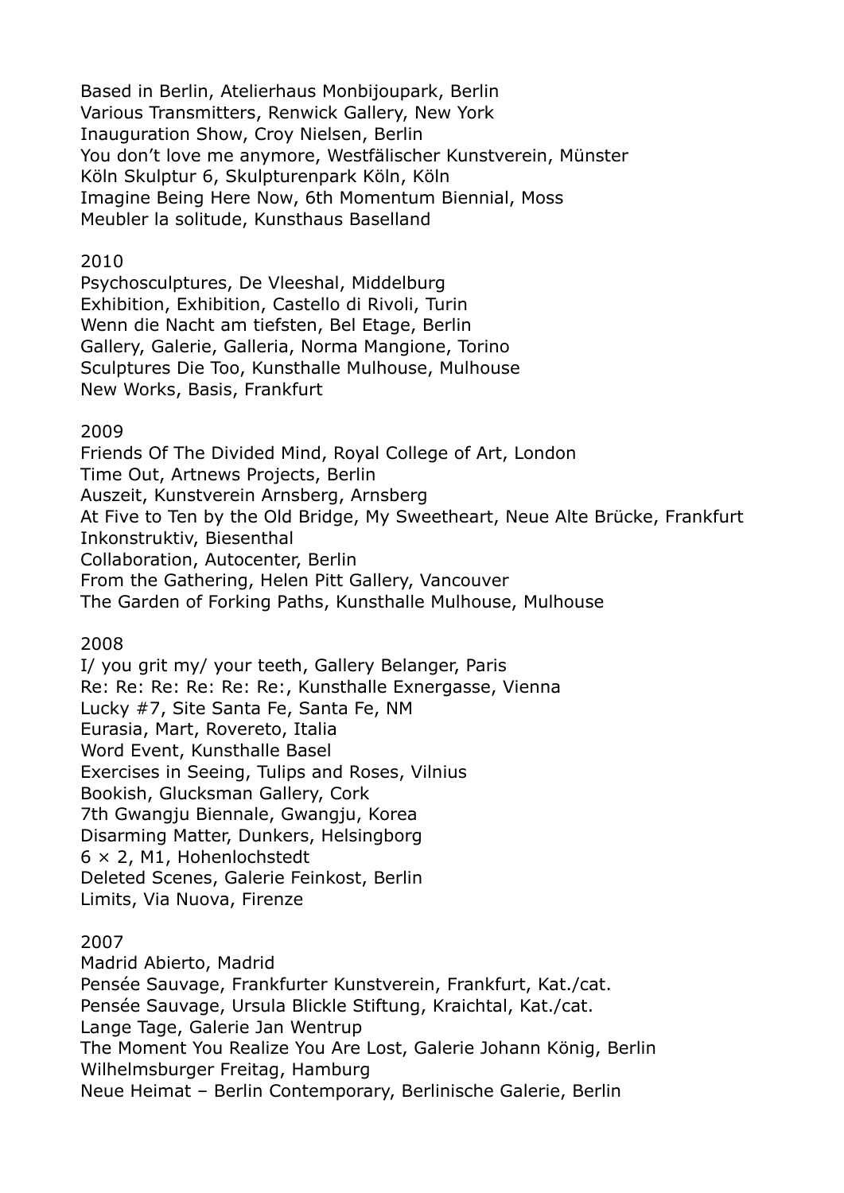Based in Berlin, Atelierhaus Monbijoupark, Berlin
Various Transmitters, Renwick Gallery, New York
Inauguration Show, Croy Nielsen, Berlin
You don't love me anymore, Westfälischer Kunstverein, Münster
Köln Skulptur 6, Skulpturenpark Köln, Köln
Imagine Being Here Now, 6th Momentum Biennial, Moss
Meubler la solitude, Kunsthaus Baselland

2010
Psychosculptures, De Vleeshal, Middelburg
Exhibition, Exhibition, Castello di Rivoli, Turin
Wenn die Nacht am tiefsten, Bel Etage, Berlin
Gallery, Galerie, Galleria, Norma Mangione, Torino
Sculptures Die Too, Kunsthalle Mulhouse, Mulhouse
New Works, Basis, Frankfurt

2009
Friends Of The Divided Mind, Royal College of Art, London
Time Out, Artnews Projects, Berlin
Auszeit, Kunstverein Arnsberg, Arnsberg
At Five to Ten by the Old Bridge, My Sweetheart, Neue Alte Brücke, Frankfurt
Inkonstruktiv, Biesenthal
Collaboration, Autocenter, Berlin
From the Gathering, Helen Pitt Gallery, Vancouver
The Garden of Forking Paths, Kunsthalle Mulhouse, Mulhouse

2008
I/ you grit my/ your teeth, Gallery Belanger, Paris
Re: Re: Re: Re: Re: Re:, Kunsthalle Exnergasse, Vienna
Lucky #7, Site Santa Fe, Santa Fe, NM
Eurasia, Mart, Rovereto, Italia
Word Event, Kunsthalle Basel
Exercises in Seeing, Tulips and Roses, Vilnius
Bookish, Glucksman Gallery, Cork
7th Gwangju Biennale, Gwangju, Korea
Disarming Matter, Dunkers, Helsingborg
6 × 2, M1, Hohenlochstedt
Deleted Scenes, Galerie Feinkost, Berlin
Limits, Via Nuova, Firenze

2007
Madrid Abierto, Madrid
Pensée Sauvage, Frankfurter Kunstverein, Frankfurt, Kat./cat.
Pensée Sauvage, Ursula Blickle Stiftung, Kraichtal, Kat./cat.
Lange Tage, Galerie Jan Wentrup
The Moment You Realize You Are Lost, Galerie Johann König, Berlin
Wilhelmsburger Freitag, Hamburg
Neue Heimat – Berlin Contemporary, Berlinische Galerie, Berlin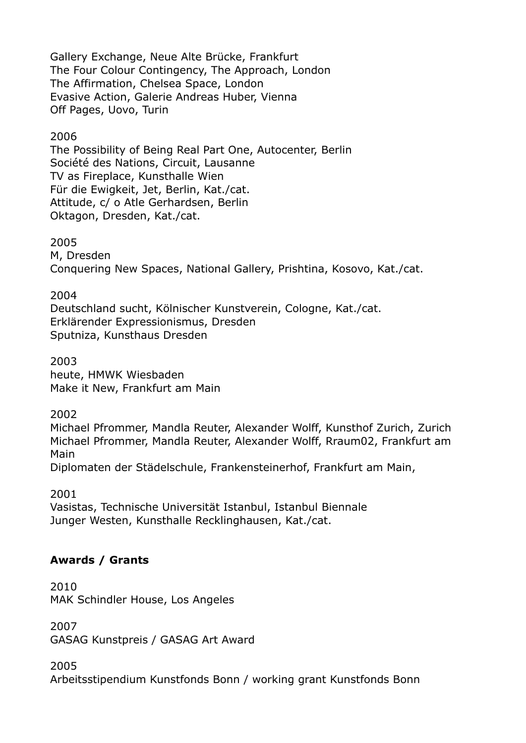Gallery Exchange, Neue Alte Brücke, Frankfurt
The Four Colour Contingency, The Approach, London
The Affirmation, Chelsea Space, London
Evasive Action, Galerie Andreas Huber, Vienna
Off Pages, Uovo, Turin

2006
The Possibility of Being Real Part One, Autocenter, Berlin
Société des Nations, Circuit, Lausanne
TV as Fireplace, Kunsthalle Wien
Für die Ewigkeit, Jet, Berlin, Kat./cat.
Attitude, c/ o Atle Gerhardsen, Berlin
Oktagon, Dresden, Kat./cat.

2005
M, Dresden
Conquering New Spaces, National Gallery, Prishtina, Kosovo, Kat./cat.

2004
Deutschland sucht, Kölnischer Kunstverein, Cologne, Kat./cat.
Erklärender Expressionismus, Dresden
Sputniza, Kunsthaus Dresden

2003
heute, HMWK Wiesbaden
Make it New, Frankfurt am Main

2002
Michael Pfrommer, Mandla Reuter, Alexander Wolff, Kunsthof Zurich, Zurich
Michael Pfrommer, Mandla Reuter, Alexander Wolff, Rraum02, Frankfurt am Main
Diplomaten der Städelschule, Frankensteinerhof, Frankfurt am Main,

2001
Vasistas, Technische Universität Istanbul, Istanbul Biennale
Junger Westen, Kunsthalle Recklinghausen, Kat./cat.

**Awards / Grants**

2010
MAK Schindler House, Los Angeles

2007
GASAG Kunstpreis / GASAG Art Award

2005
Arbeitsstipendium Kunstfonds Bonn / working grant Kunstfonds Bonn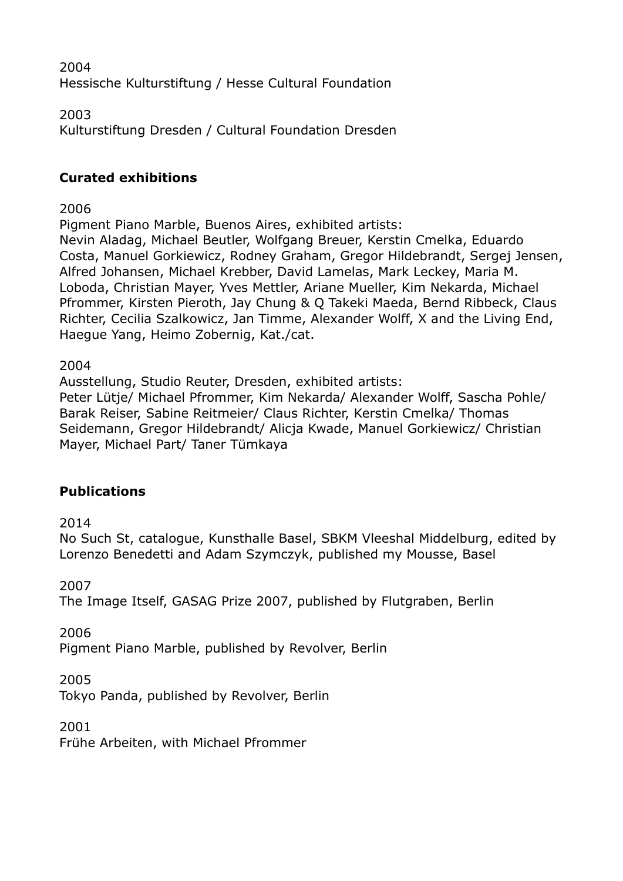2004
Hessische Kulturstiftung / Hesse Cultural Foundation

2003
Kulturstiftung Dresden / Cultural Foundation Dresden

**Curated exhibitions**

2006
Pigment Piano Marble, Buenos Aires, exhibited artists:
Nevin Aladag, Michael Beutler, Wolfgang Breuer, Kerstin Cmelka, Eduardo Costa, Manuel Gorkiewicz, Rodney Graham, Gregor Hildebrandt, Sergej Jensen, Alfred Johansen, Michael Krebber, David Lamelas, Mark Leckey, Maria M. Loboda, Christian Mayer, Yves Mettler, Ariane Mueller, Kim Nekarda, Michael Pfrommer, Kirsten Pieroth, Jay Chung & Q Takeki Maeda, Bernd Ribbeck, Claus Richter, Cecilia Szalkowicz, Jan Timme, Alexander Wolff, X and the Living End, Haegue Yang, Heimo Zobernig, Kat./cat.

2004
Ausstellung, Studio Reuter, Dresden, exhibited artists:
Peter Lütje/ Michael Pfrommer, Kim Nekarda/ Alexander Wolff, Sascha Pohle/ Barak Reiser, Sabine Reitmeier/ Claus Richter, Kerstin Cmelka/ Thomas Seidemann, Gregor Hildebrandt/ Alicja Kwade, Manuel Gorkiewicz/ Christian Mayer, Michael Part/ Taner Tümkaya

**Publications**

2014
No Such St, catalogue, Kunsthalle Basel, SBKM Vleeshal Middelburg, edited by Lorenzo Benedetti and Adam Szymczyk, published my Mousse, Basel

2007
The Image Itself, GASAG Prize 2007, published by Flutgraben, Berlin

2006
Pigment Piano Marble, published by Revolver, Berlin

2005
Tokyo Panda, published by Revolver, Berlin

2001
Frühe Arbeiten, with Michael Pfrommer